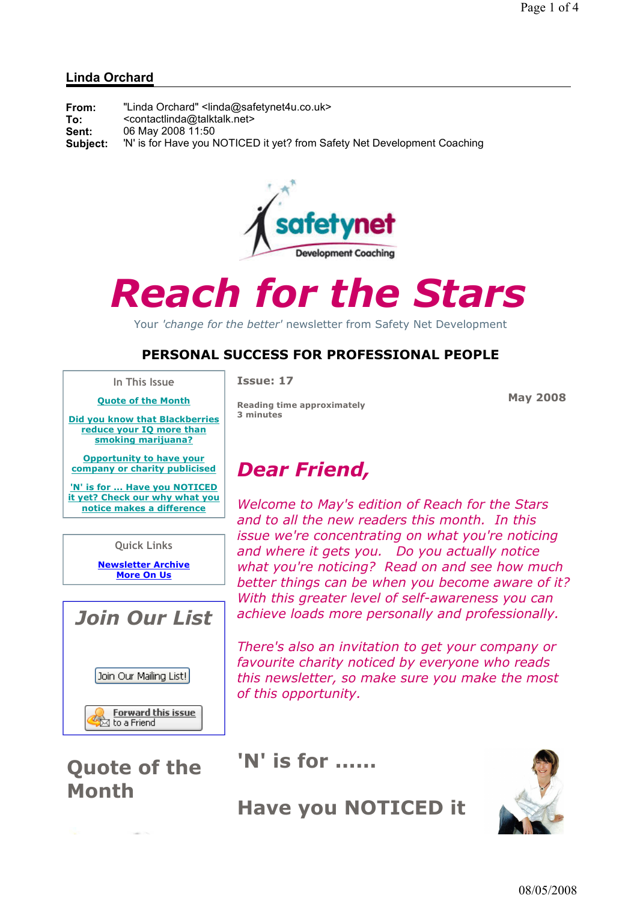**Linda Orchard**

**From:** "Linda Orchard" <linda@safetynet4u.co.uk>
**To:** <contactlinda@talktalk.net>
**Sent:** 06 May 2008 11:50
**Subject:** 'N' is for Have you NOTICED it yet? from Safety Net Development Coaching

safetynet
Development Coaching

# Reach for the Stars

Your *'change for the better'* newsletter from Safety Net Development

## PERSONAL SUCCESS FOR PROFESSIONAL PEOPLE

In This Issue

- Quote of the Month
- Did you know that Blackberries reduce your IQ more than smoking marijuana?
- Opportunity to have your company or charity publicised
- 'N' is for ... Have you NOTICED it yet? Check our why what you notice makes a difference

Quick Links

- Newsletter Archive
- More On Us

**Join Our List**

Join Our Mailing List!

Forward this issue to a Friend

**Issue: 17**

**Reading time approximately 3 minutes**

**May 2008**

## *Dear Friend,*

*Welcome to May's edition of Reach for the Stars and to all the new readers this month. In this issue we're concentrating on what you're noticing and where it gets you. Do you actually notice what you're noticing? Read on and see how much better things can be when you become aware of it? With this greater level of self-awareness you can achieve loads more personally and professionally.*

*There's also an invitation to get your company or favourite charity noticed by everyone who reads this newsletter, so make sure you make the most of this opportunity.*

## Quote of the Month

## 'N' is for ......

## Have you NOTICED it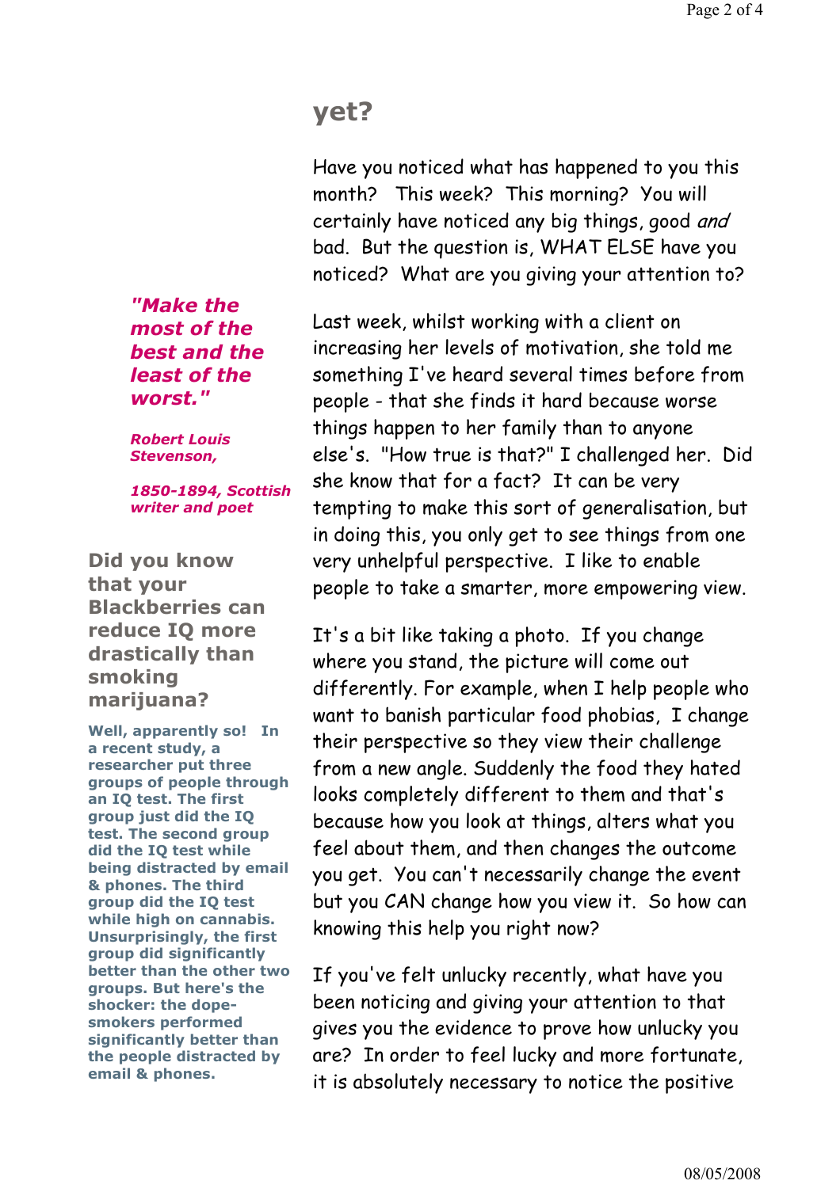## yet?

Have you noticed what has happened to you this month? This week? This morning? You will certainly have noticed any big things, good *and* bad. But the question is, WHAT ELSE have you noticed? What are you giving your attention to?

Last week, whilst working with a client on increasing her levels of motivation, she told me something I've heard several times before from people - that she finds it hard because worse things happen to her family than to anyone else's. "How true is that?" I challenged her. Did she know that for a fact? It can be very tempting to make this sort of generalisation, but in doing this, you only get to see things from one very unhelpful perspective. I like to enable people to take a smarter, more empowering view.

It's a bit like taking a photo. If you change where you stand, the picture will come out differently. For example, when I help people who want to banish particular food phobias, I change their perspective so they view their challenge from a new angle. Suddenly the food they hated looks completely different to them and that's because how you look at things, alters what you feel about them, and then changes the outcome you get. You can't necessarily change the event but you CAN change how you view it. So how can knowing this help you right now?

If you've felt unlucky recently, what have you been noticing and giving your attention to that gives you the evidence to prove how unlucky you are? In order to feel lucky and more fortunate, it is absolutely necessary to notice the positive

> ***"Make the most of the best and the least of the worst."***
>
> ***Robert Louis Stevenson,***
>
> ***1850-1894, Scottish writer and poet***

### Did you know that your Blackberries can reduce IQ more drastically than smoking marijuana?

**Well, apparently so! In a recent study, a researcher put three groups of people through an IQ test. The first group just did the IQ test. The second group did the IQ test while being distracted by email & phones. The third group did the IQ test while high on cannabis. Unsurprisingly, the first group did significantly better than the other two groups. But here's the shocker: the dope-smokers performed significantly better than the people distracted by email & phones.**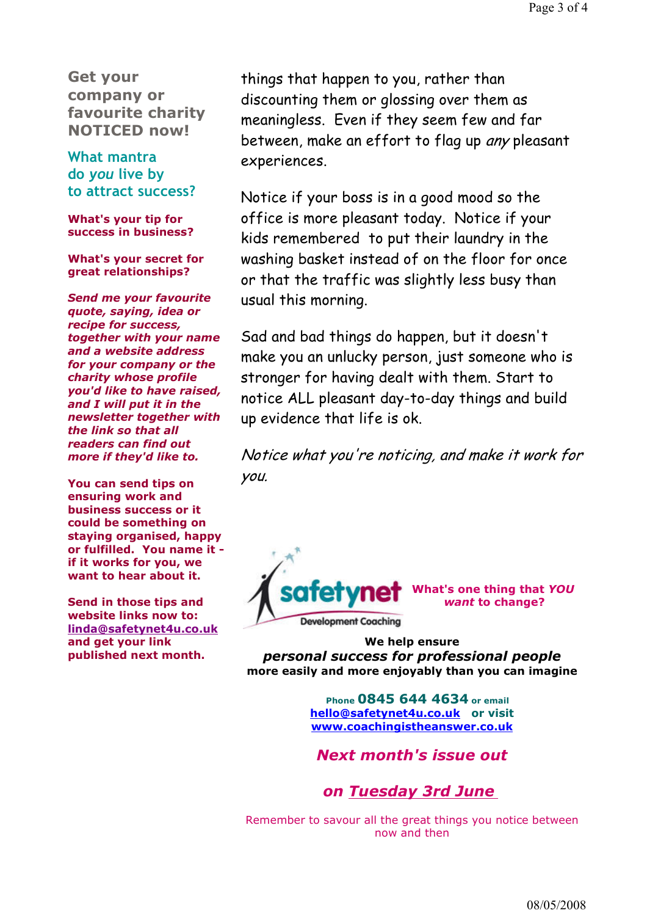## Get your company or favourite charity NOTICED now!

### What mantra do *you* live by to attract success?

**What's your tip for success in business?**

**What's your secret for great relationships?**

***Send me your favourite quote, saying, idea or recipe for success, together with your name and a website address for your company or the charity whose profile you'd like to have raised, and I will put it in the newsletter together with the link so that all readers can find out more if they'd like to.***

**You can send tips on ensuring work and business success or it could be something on staying organised, happy or fulfilled. You name it - if it works for you, we want to hear about it.**

**Send in those tips and website links now to: linda@safetynet4u.co.uk and get your link published next month.**

things that happen to you, rather than discounting them or glossing over them as meaningless. Even if they seem few and far between, make an effort to flag up *any* pleasant experiences.

Notice if your boss is in a good mood so the office is more pleasant today. Notice if your kids remembered to put their laundry in the washing basket instead of on the floor for once or that the traffic was slightly less busy than usual this morning.

Sad and bad things do happen, but it doesn't make you an unlucky person, just someone who is stronger for having dealt with them. Start to notice ALL pleasant day-to-day things and build up evidence that life is ok.

*Notice what you're noticing, and make it work for you.*

safetynet Development Coaching

**What's one thing that *YOU want* to change?**

**We help ensure**
***personal success for professional people***
**more easily and more enjoyably than you can imagine**

**Phone 0845 644 4634 or email hello@safetynet4u.co.uk or visit www.coachingistheanswer.co.uk**

***Next month's issue out***

***on Tuesday 3rd June***

Remember to savour all the great things you notice between now and then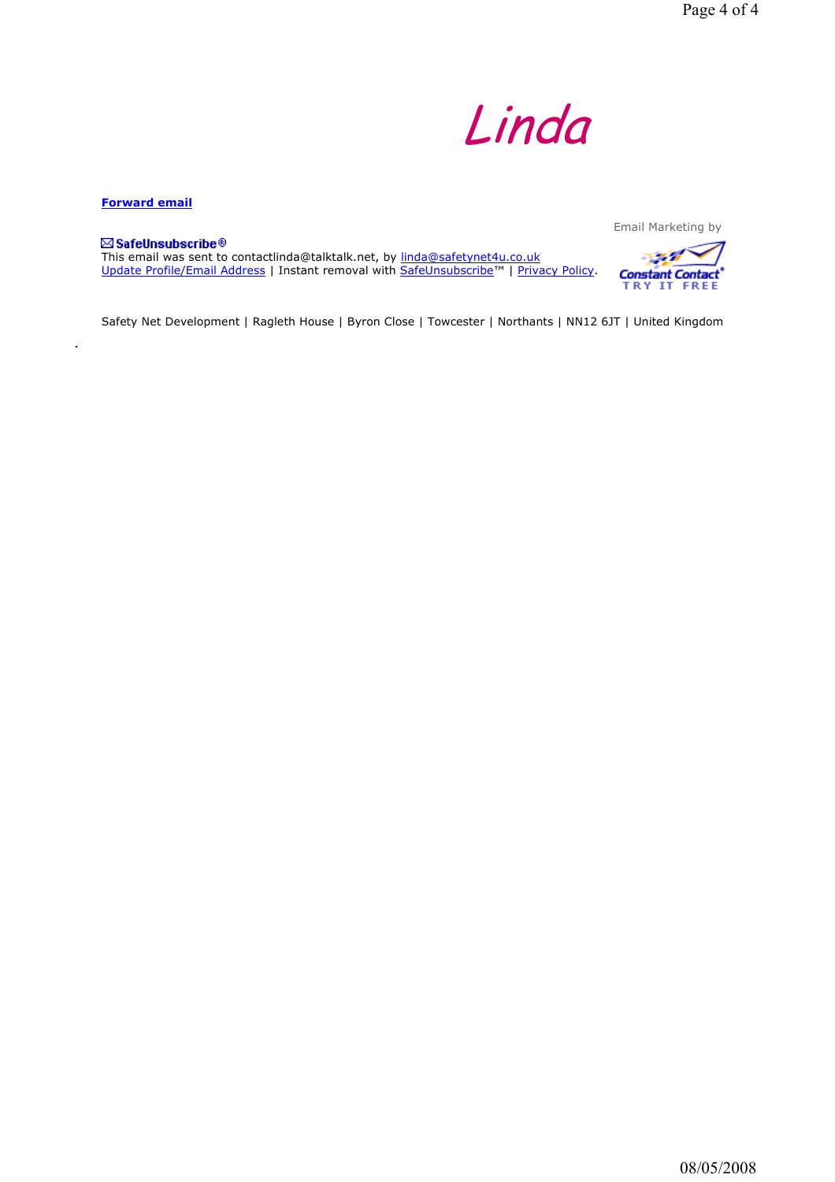*Linda*

**Forward email**

**SafeUnsubscribe®**
This email was sent to contactlinda@talktalk.net, by linda@safetynet4u.co.uk
Update Profile/Email Address | Instant removal with SafeUnsubscribe™ | Privacy Policy.

Email Marketing by Constant Contact® TRY IT FREE

Safety Net Development | Ragleth House | Byron Close | Towcester | Northants | NN12 6JT | United Kingdom